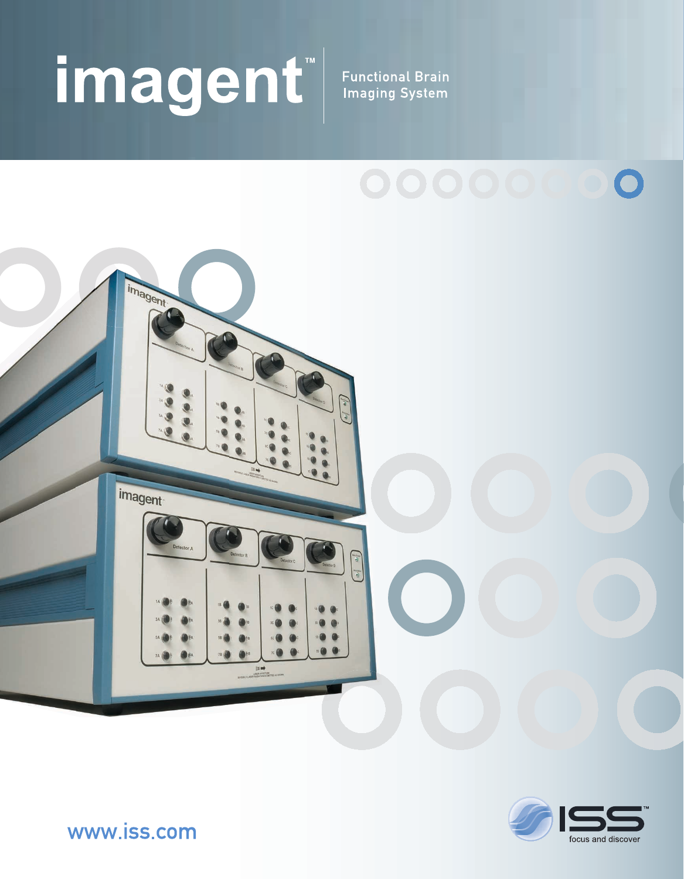# imagent™

Functional Brain Imaging System

www.iss.com

ISS™ focus and discover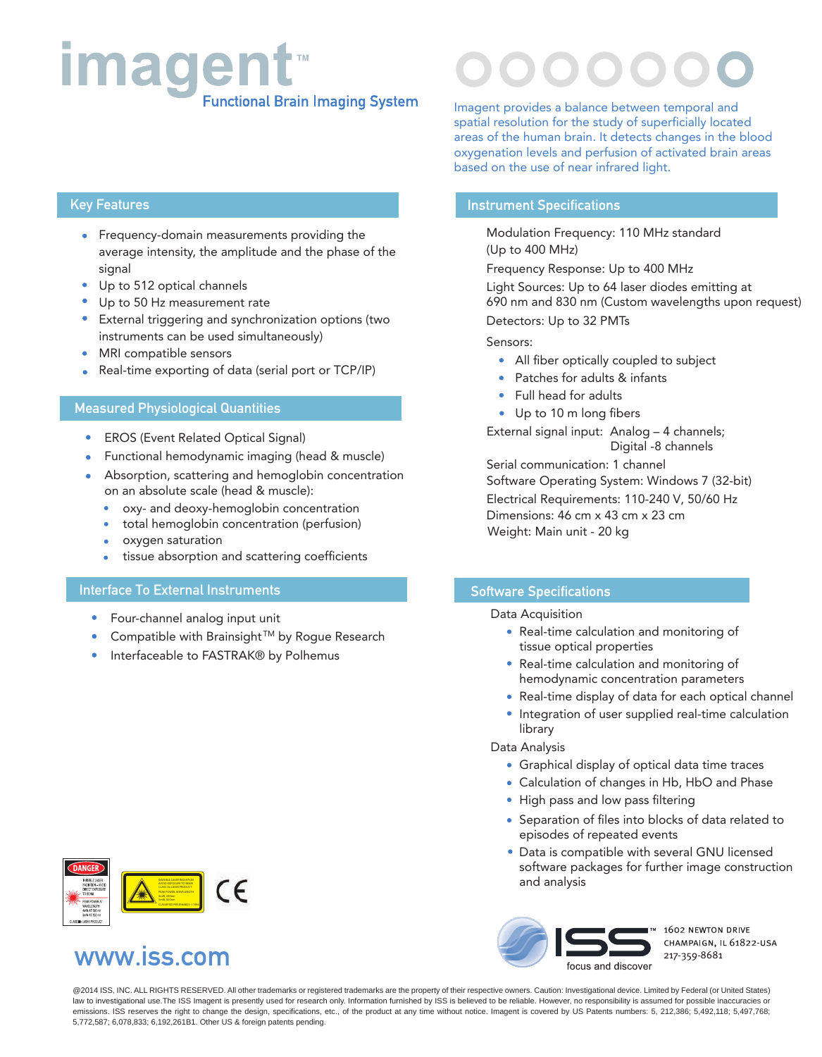# imagent™

## Functional Brain Imaging System

Imagent provides a balance between temporal and spatial resolution for the study of superficially located areas of the human brain. It detects changes in the blood oxygenation levels and perfusion of activated brain areas based on the use of near infrared light.

## Key Features

- Frequency-domain measurements providing the average intensity, the amplitude and the phase of the signal
- Up to 512 optical channels
- Up to 50 Hz measurement rate
- External triggering and synchronization options (two instruments can be used simultaneously)
- MRI compatible sensors
- Real-time exporting of data (serial port or TCP/IP)

## Measured Physiological Quantities

- EROS (Event Related Optical Signal)
- Functional hemodynamic imaging (head & muscle)
- Absorption, scattering and hemoglobin concentration on an absolute scale (head & muscle):
  - oxy- and deoxy-hemoglobin concentration
  - total hemoglobin concentration (perfusion)
  - oxygen saturation
  - tissue absorption and scattering coefficients

## Interface To External Instruments

- Four-channel analog input unit
- Compatible with Brainsight™ by Rogue Research
- Interfaceable to FASTRAK® by Polhemus

## Instrument Specifications

Modulation Frequency: 110 MHz standard (Up to 400 MHz)

Frequency Response: Up to 400 MHz

Light Sources: Up to 64 laser diodes emitting at 690 nm and 830 nm (Custom wavelengths upon request)

Detectors: Up to 32 PMTs

Sensors:

- All fiber optically coupled to subject
- Patches for adults & infants
- Full head for adults
- Up to 10 m long fibers

External signal input: Analog – 4 channels; Digital -8 channels

Serial communication: 1 channel

Software Operating System: Windows 7 (32-bit)

Electrical Requirements: 110-240 V, 50/60 Hz

Dimensions: 46 cm x 43 cm x 23 cm

Weight: Main unit - 20 kg

## Software Specifications

Data Acquisition

- Real-time calculation and monitoring of tissue optical properties
- Real-time calculation and monitoring of hemodynamic concentration parameters
- Real-time display of data for each optical channel
- Integration of user supplied real-time calculation library

Data Analysis

- Graphical display of optical data time traces
- Calculation of changes in Hb, HbO and Phase
- High pass and low pass filtering
- Separation of files into blocks of data related to episodes of repeated events
- Data is compatible with several GNU licensed software packages for further image construction and analysis

www.iss.com

ISS™ focus and discover

1602 NEWTON DRIVE
CHAMPAIGN, IL 61822-USA
217-359-8681

@2014 ISS, INC. ALL RIGHTS RESERVED. All other trademarks or registered trademarks are the property of their respective owners. Caution: Investigational device. Limited by Federal (or United States) law to investigational use.The ISS Imagent is presently used for research only. Information furnished by ISS is believed to be reliable. However, no responsibility is assumed for possible inaccuracies or emissions. ISS reserves the right to change the design, specifications, etc., of the product at any time without notice. Imagent is covered by US Patents numbers: 5, 212,386; 5,492,118; 5,497,768; 5,772,587; 6,078,833; 6,192,261B1. Other US & foreign patents pending.